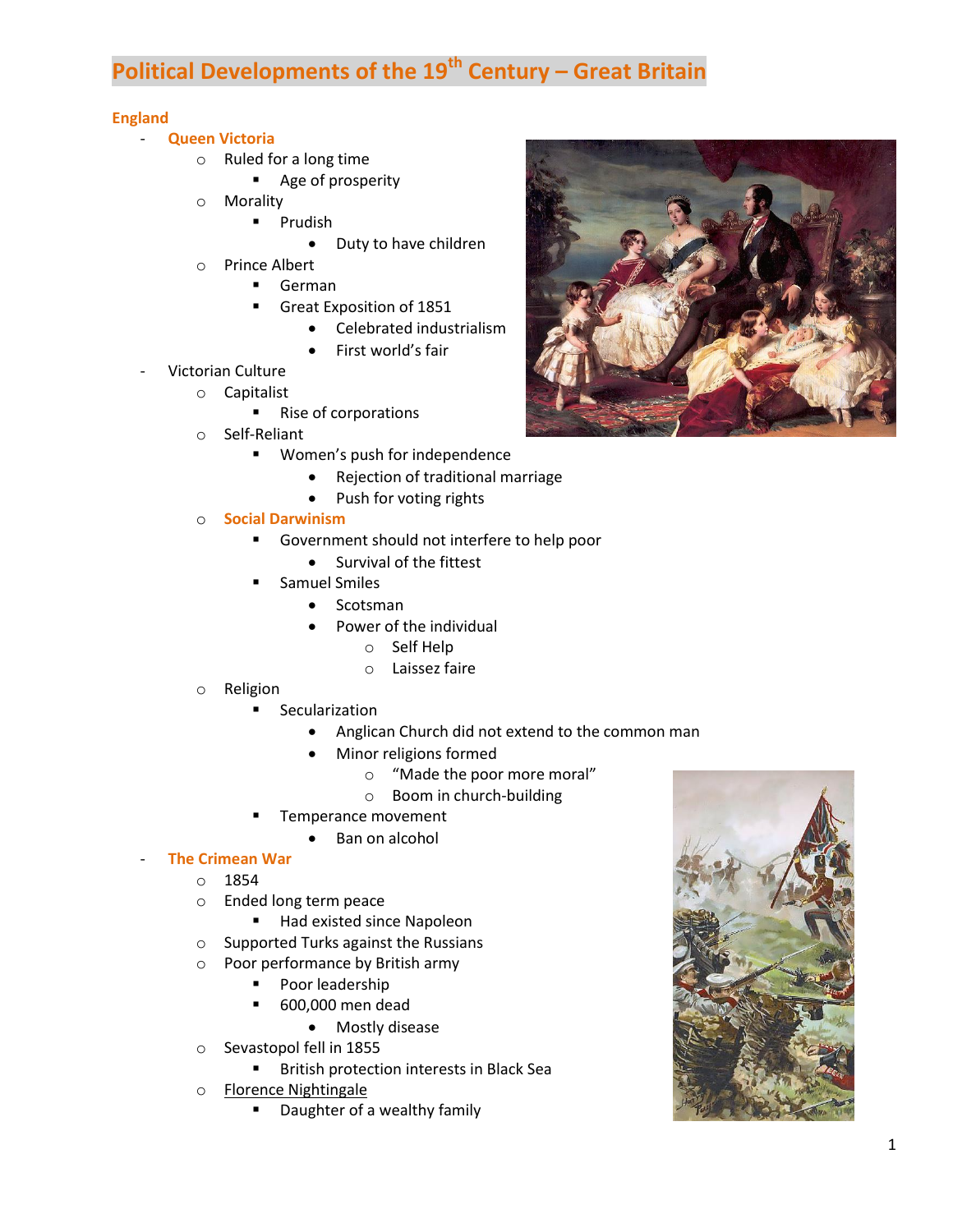# Political Developments of the 19th Century – Great Britain

## England

- **Queen Victoria**
  - Ruled for a long time
    - Age of prosperity
  - Morality
    - Prudish
      - Duty to have children
  - Prince Albert
    - German
    - Great Exposition of 1851
      - Celebrated industrialism
      - First world's fair
- Victorian Culture
  - Capitalist
    - Rise of corporations
  - Self-Reliant
    - Women's push for independence
      - Rejection of traditional marriage
      - Push for voting rights
  - **Social Darwinism**
    - Government should not interfere to help poor
      - Survival of the fittest
    - Samuel Smiles
      - Scotsman
      - Power of the individual
        - Self Help
        - Laissez faire
  - Religion
    - Secularization
      - Anglican Church did not extend to the common man
      - Minor religions formed
        - "Made the poor more moral"
        - Boom in church-building
    - Temperance movement
      - Ban on alcohol
- **The Crimean War**
  - 1854
  - Ended long term peace
    - Had existed since Napoleon
  - Supported Turks against the Russians
  - Poor performance by British army
    - Poor leadership
    - 600,000 men dead
      - Mostly disease
  - Sevastopol fell in 1855
    - British protection interests in Black Sea
  - Florence Nightingale
    - Daughter of a wealthy family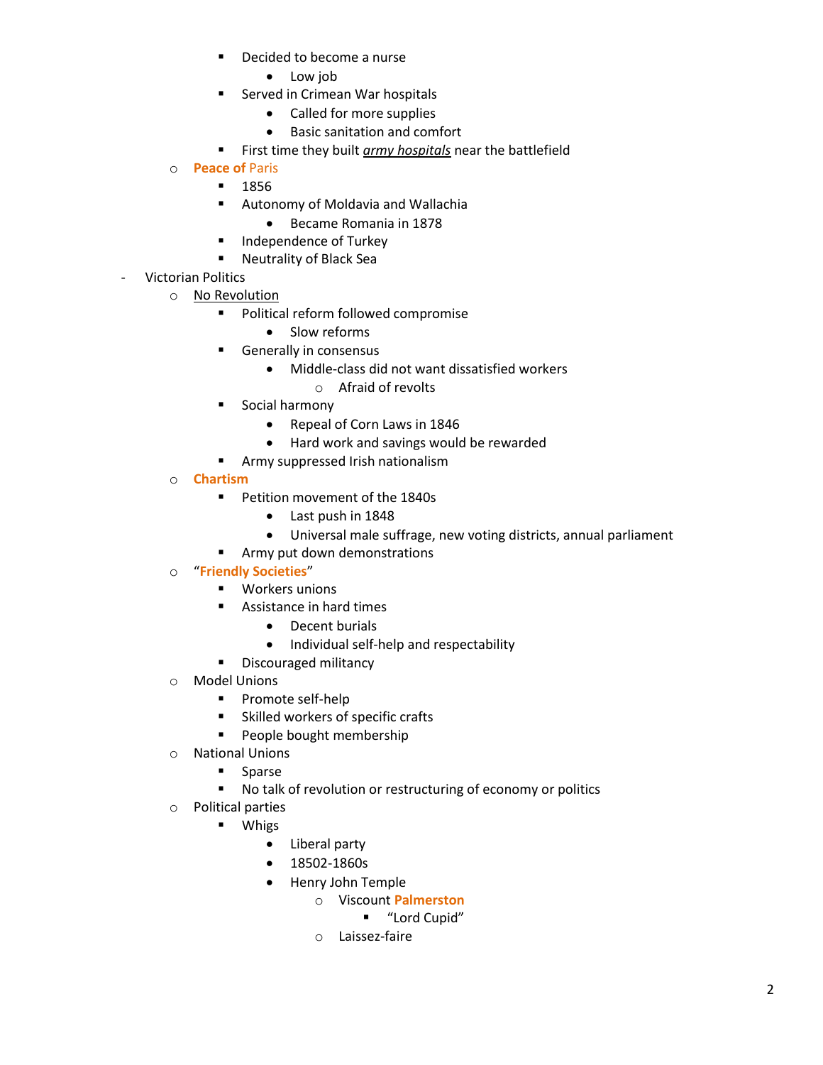- Decided to become a nurse
                - Low job
            - Served in Crimean War hospitals
                - Called for more supplies
                - Basic sanitation and comfort
            - First time they built ***army hospitals*** near the battlefield
        - **Peace of** Paris
            - 1856
            - Autonomy of Moldavia and Wallachia
                - Became Romania in 1878
            - Independence of Turkey
            - Neutrality of Black Sea
- Victorian Politics
    - No Revolution
        - Political reform followed compromise
            - Slow reforms
        - Generally in consensus
            - Middle-class did not want dissatisfied workers
                - Afraid of revolts
        - Social harmony
            - Repeal of Corn Laws in 1846
            - Hard work and savings would be rewarded
        - Army suppressed Irish nationalism
    - **Chartism**
        - Petition movement of the 1840s
            - Last push in 1848
            - Universal male suffrage, new voting districts, annual parliament
        - Army put down demonstrations
    - "**Friendly Societies**"
        - Workers unions
        - Assistance in hard times
            - Decent burials
            - Individual self-help and respectability
        - Discouraged militancy
    - Model Unions
        - Promote self-help
        - Skilled workers of specific crafts
        - People bought membership
    - National Unions
        - Sparse
        - No talk of revolution or restructuring of economy or politics
    - Political parties
        - Whigs
            - Liberal party
            - 18502-1860s
            - Henry John Temple
                - Viscount **Palmerston**
                    - "Lord Cupid"
                - Laissez-faire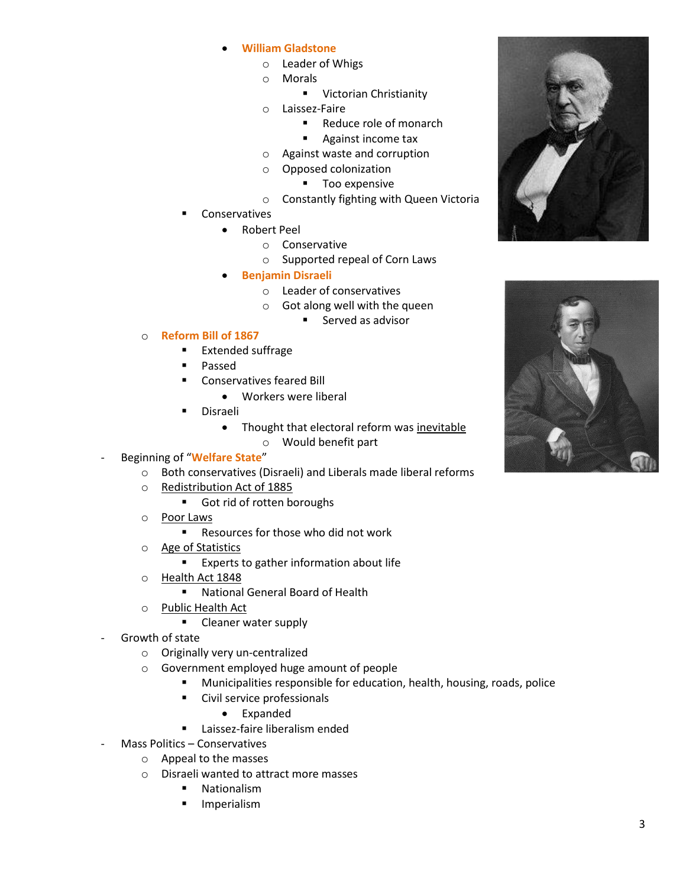- **William Gladstone**
  - Leader of Whigs
  - Morals
    - Victorian Christianity
  - Laissez-Faire
    - Reduce role of monarch
    - Against income tax
  - Against waste and corruption
  - Opposed colonization
    - Too expensive
  - Constantly fighting with Queen Victoria
- Conservatives
  - Robert Peel
    - Conservative
    - Supported repeal of Corn Laws
  - **Benjamin Disraeli**
    - Leader of conservatives
    - Got along well with the queen
      - Served as advisor
- **Reform Bill of 1867**
  - Extended suffrage
  - Passed
  - Conservatives feared Bill
    - Workers were liberal
  - Disraeli
    - Thought that electoral reform was <u>inevitable</u>
      - Would benefit part

- Beginning of "**Welfare State**"
  - Both conservatives (Disraeli) and Liberals made liberal reforms
  - <u>Redistribution Act of 1885</u>
    - Got rid of rotten boroughs
  - <u>Poor Laws</u>
    - Resources for those who did not work
  - <u>Age of Statistics</u>
    - Experts to gather information about life
  - <u>Health Act 1848</u>
    - National General Board of Health
  - <u>Public Health Act</u>
    - Cleaner water supply
- Growth of state
  - Originally very un-centralized
  - Government employed huge amount of people
    - Municipalities responsible for education, health, housing, roads, police
    - Civil service professionals
      - Expanded
    - Laissez-faire liberalism ended
- Mass Politics – Conservatives
  - Appeal to the masses
  - Disraeli wanted to attract more masses
    - Nationalism
    - Imperialism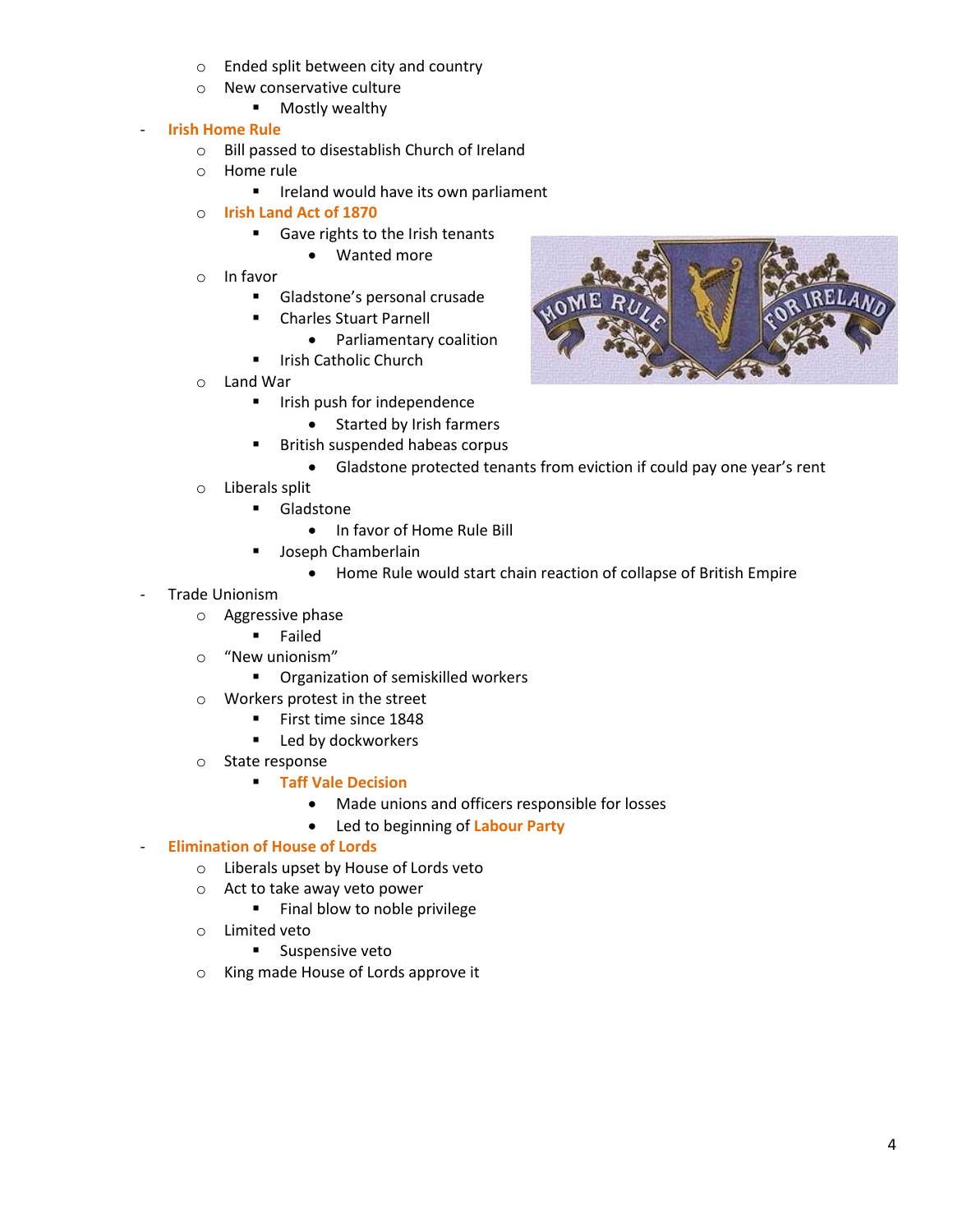- Ended split between city and country
  - New conservative culture
    - Mostly wealthy
- **Irish Home Rule**
  - Bill passed to disestablish Church of Ireland
  - Home rule
    - Ireland would have its own parliament
  - **Irish Land Act of 1870**
    - Gave rights to the Irish tenants
      - Wanted more
  - In favor
    - Gladstone's personal crusade
    - Charles Stuart Parnell
      - Parliamentary coalition
    - Irish Catholic Church
  - Land War
    - Irish push for independence
      - Started by Irish farmers
    - British suspended habeas corpus
      - Gladstone protected tenants from eviction if could pay one year's rent
  - Liberals split
    - Gladstone
      - In favor of Home Rule Bill
    - Joseph Chamberlain
      - Home Rule would start chain reaction of collapse of British Empire
- Trade Unionism
  - Aggressive phase
    - Failed
  - "New unionism"
    - Organization of semiskilled workers
  - Workers protest in the street
    - First time since 1848
    - Led by dockworkers
  - State response
    - **Taff Vale Decision**
      - Made unions and officers responsible for losses
      - Led to beginning of **Labour Party**
- **Elimination of House of Lords**
  - Liberals upset by House of Lords veto
  - Act to take away veto power
    - Final blow to noble privilege
  - Limited veto
    - Suspensive veto
  - King made House of Lords approve it